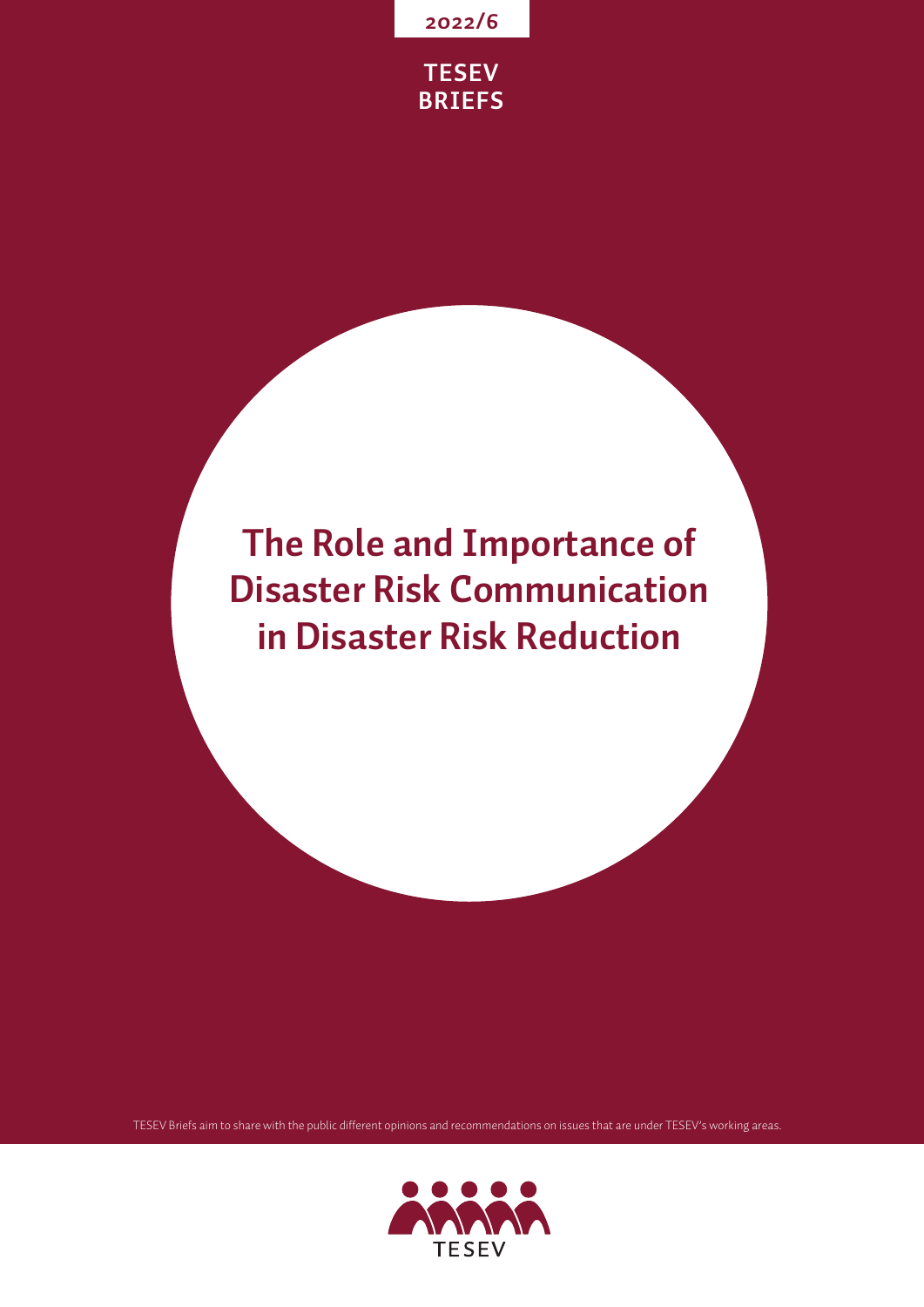2022/6

TESEV BRIEFS

# The Role and Importance of Disaster Risk Communication in Disaster Risk Reduction

TESEV Briefs aim to share with the public different opinions and recommendations on issues that are under TESEV's working areas.

TESEV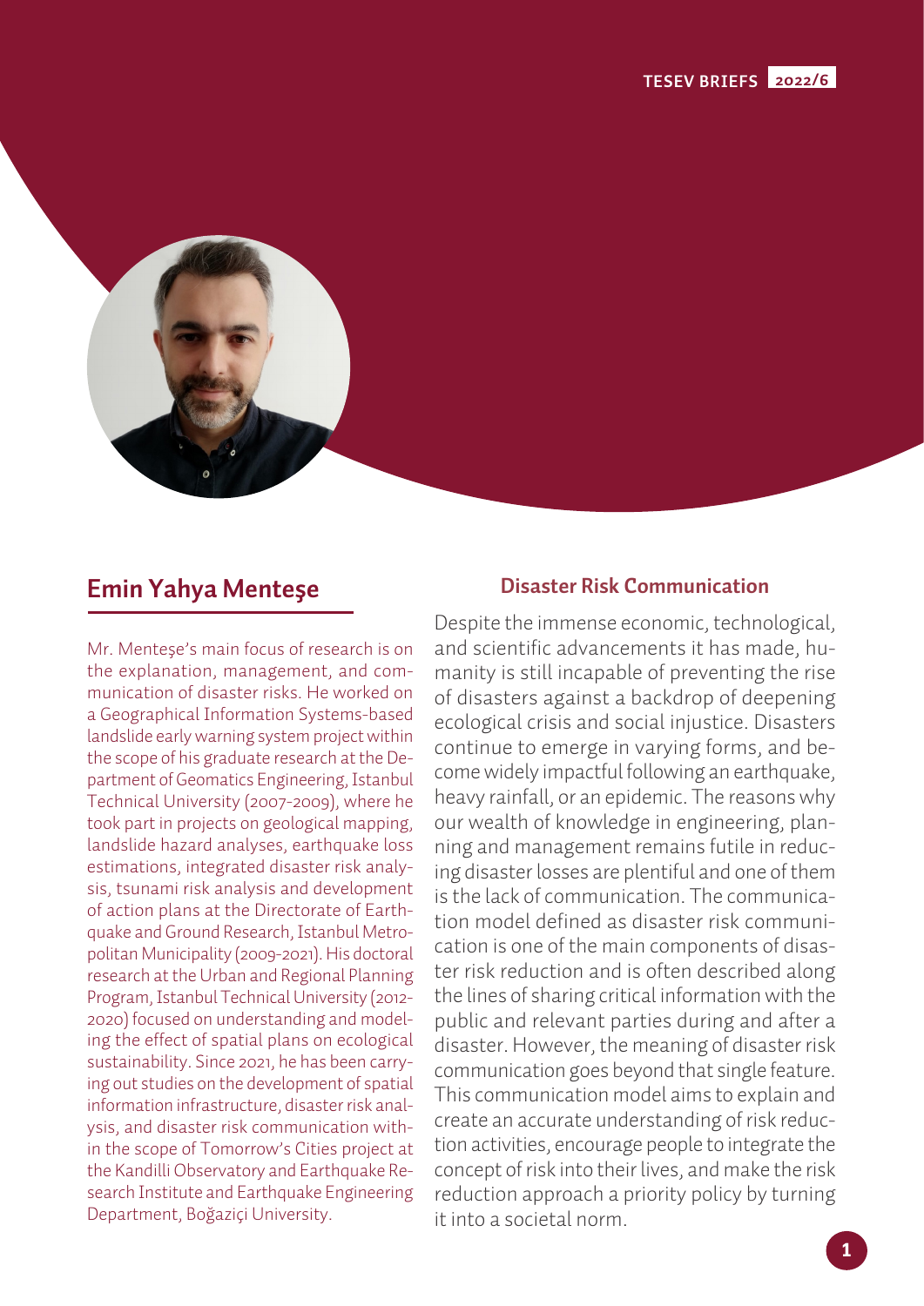## Emin Yahya Menteşe

Mr. Menteşe's main focus of research is on the explanation, management, and communication of disaster risks. He worked on a Geographical Information Systems-based landslide early warning system project within the scope of his graduate research at the Department of Geomatics Engineering, Istanbul Technical University (2007-2009), where he took part in projects on geological mapping, landslide hazard analyses, earthquake loss estimations, integrated disaster risk analysis, tsunami risk analysis and development of action plans at the Directorate of Earthquake and Ground Research, Istanbul Metropolitan Municipality (2009-2021). His doctoral research at the Urban and Regional Planning Program, Istanbul Technical University (2012-2020) focused on understanding and modeling the effect of spatial plans on ecological sustainability. Since 2021, he has been carrying out studies on the development of spatial information infrastructure, disaster risk analysis, and disaster risk communication within the scope of Tomorrow's Cities project at the Kandilli Observatory and Earthquake Research Institute and Earthquake Engineering Department, Boğaziçi University.

### Disaster Risk Communication

Despite the immense economic, technological, and scientific advancements it has made, humanity is still incapable of preventing the rise of disasters against a backdrop of deepening ecological crisis and social injustice. Disasters continue to emerge in varying forms, and become widely impactful following an earthquake, heavy rainfall, or an epidemic. The reasons why our wealth of knowledge in engineering, planning and management remains futile in reducing disaster losses are plentiful and one of them is the lack of communication. The communication model defined as disaster risk communication is one of the main components of disaster risk reduction and is often described along the lines of sharing critical information with the public and relevant parties during and after a disaster. However, the meaning of disaster risk communication goes beyond that single feature. This communication model aims to explain and create an accurate understanding of risk reduction activities, encourage people to integrate the concept of risk into their lives, and make the risk reduction approach a priority policy by turning it into a societal norm.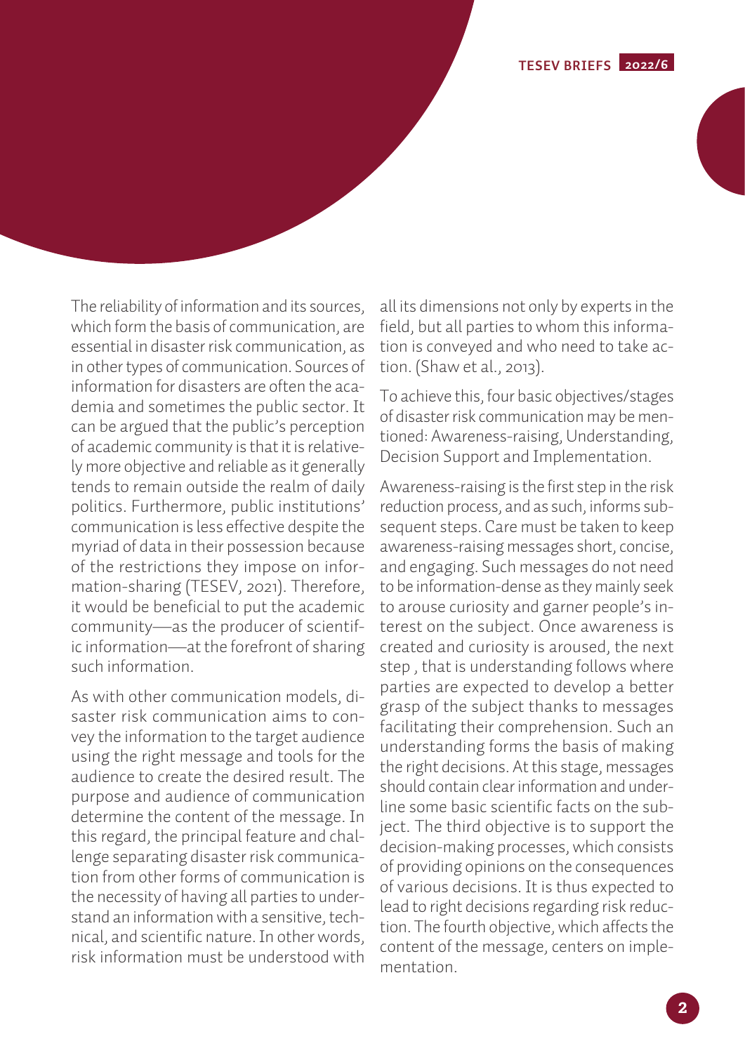The reliability of information and its sources, which form the basis of communication, are essential in disaster risk communication, as in other types of communication. Sources of information for disasters are often the academia and sometimes the public sector. It can be argued that the public's perception of academic community is that it is relatively more objective and reliable as it generally tends to remain outside the realm of daily politics. Furthermore, public institutions' communication is less effective despite the myriad of data in their possession because of the restrictions they impose on information-sharing (TESEV, 2021). Therefore, it would be beneficial to put the academic community—as the producer of scientific information—at the forefront of sharing such information.

As with other communication models, disaster risk communication aims to convey the information to the target audience using the right message and tools for the audience to create the desired result. The purpose and audience of communication determine the content of the message. In this regard, the principal feature and challenge separating disaster risk communication from other forms of communication is the necessity of having all parties to understand an information with a sensitive, technical, and scientific nature. In other words, risk information must be understood with all its dimensions not only by experts in the field, but all parties to whom this information is conveyed and who need to take action. (Shaw et al., 2013).

To achieve this, four basic objectives/stages of disaster risk communication may be mentioned: Awareness-raising, Understanding, Decision Support and Implementation.

Awareness-raising is the first step in the risk reduction process, and as such, informs subsequent steps. Care must be taken to keep awareness-raising messages short, concise, and engaging. Such messages do not need to be information-dense as they mainly seek to arouse curiosity and garner people's interest on the subject. Once awareness is created and curiosity is aroused, the next step , that is understanding follows where parties are expected to develop a better grasp of the subject thanks to messages facilitating their comprehension. Such an understanding forms the basis of making the right decisions. At this stage, messages should contain clear information and underline some basic scientific facts on the subject. The third objective is to support the decision-making processes, which consists of providing opinions on the consequences of various decisions. It is thus expected to lead to right decisions regarding risk reduction. The fourth objective, which affects the content of the message, centers on implementation.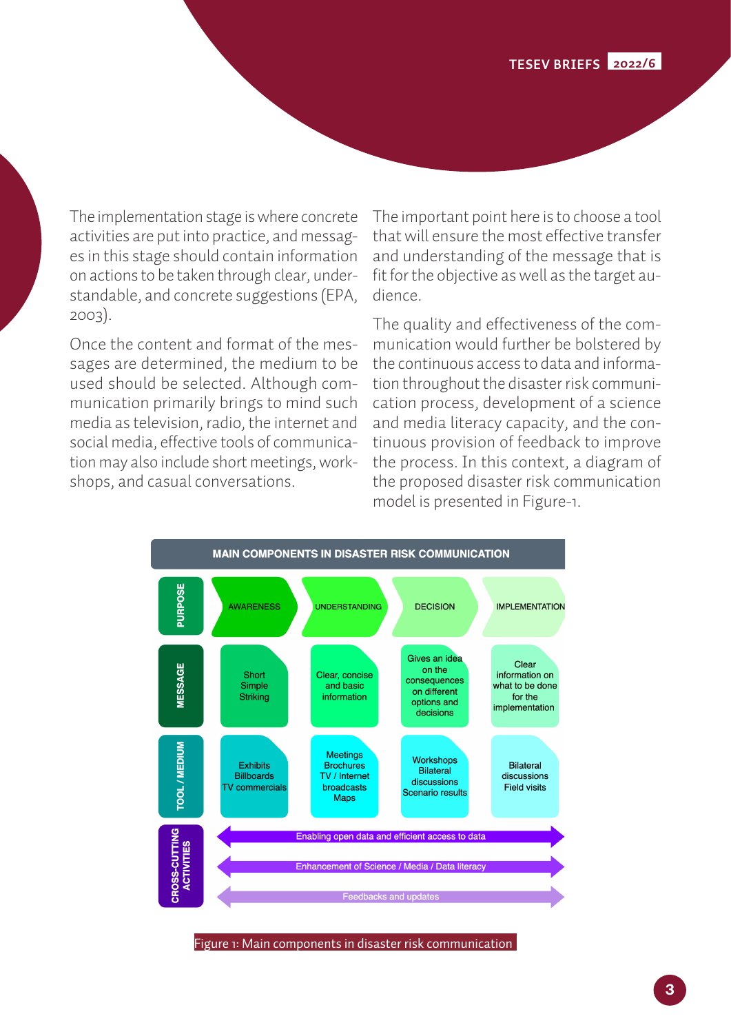The implementation stage is where concrete activities are put into practice, and messages in this stage should contain information on actions to be taken through clear, understandable, and concrete suggestions (EPA, 2003).

Once the content and format of the messages are determined, the medium to be used should be selected. Although communication primarily brings to mind such media as television, radio, the internet and social media, effective tools of communication may also include short meetings, workshops, and casual conversations.

The important point here is to choose a tool that will ensure the most effective transfer and understanding of the message that is fit for the objective as well as the target audience.

The quality and effectiveness of the communication would further be bolstered by the continuous access to data and information throughout the disaster risk communication process, development of a science and media literacy capacity, and the continuous provision of feedback to improve the process. In this context, a diagram of the proposed disaster risk communication model is presented in Figure-1.

**MAIN COMPONENTS IN DISASTER RISK COMMUNICATION**

| | | | | |
|---|---|---|---|---|
| **PURPOSE** | AWARENESS | UNDERSTANDING | DECISION | IMPLEMENTATION |
| **MESSAGE** | Short Simple Striking | Clear, concise and basic information | Gives an idea on the consequences on different options and decisions | Clear information on what to be done for the implementation |
| **TOOL / MEDIUM** | Exhibits Billboards TV commercials | Meetings Brochures TV / Internet broadcasts Maps | Workshops Bilateral discussions Scenario results | Bilateral discussions Field visits |
| **CROSS-CUTTING ACTIVITIES** | Enabling open data and efficient access to data | | | |
| | Enhancement of Science / Media / Data literacy | | | |
| | Feedbacks and updates | | | |

Figure 1: Main components in disaster risk communication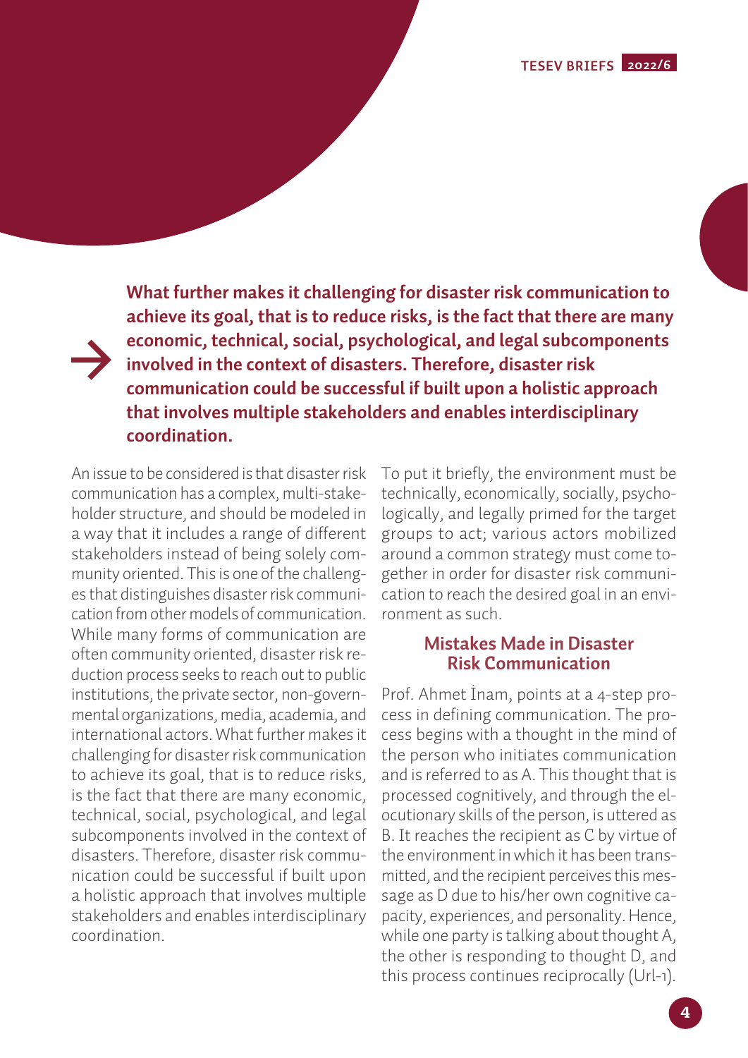> **What further makes it challenging for disaster risk communication to achieve its goal, that is to reduce risks, is the fact that there are many economic, technical, social, psychological, and legal subcomponents involved in the context of disasters. Therefore, disaster risk communication could be successful if built upon a holistic approach that involves multiple stakeholders and enables interdisciplinary coordination.**

An issue to be considered is that disaster risk communication has a complex, multi-stakeholder structure, and should be modeled in a way that it includes a range of different stakeholders instead of being solely community oriented. This is one of the challenges that distinguishes disaster risk communication from other models of communication. While many forms of communication are often community oriented, disaster risk reduction process seeks to reach out to public institutions, the private sector, non-governmental organizations, media, academia, and international actors. What further makes it challenging for disaster risk communication to achieve its goal, that is to reduce risks, is the fact that there are many economic, technical, social, psychological, and legal subcomponents involved in the context of disasters. Therefore, disaster risk communication could be successful if built upon a holistic approach that involves multiple stakeholders and enables interdisciplinary coordination.

To put it briefly, the environment must be technically, economically, socially, psychologically, and legally primed for the target groups to act; various actors mobilized around a common strategy must come together in order for disaster risk communication to reach the desired goal in an environment as such.

## Mistakes Made in Disaster Risk Communication

Prof. Ahmet İnam, points at a 4-step process in defining communication. The process begins with a thought in the mind of the person who initiates communication and is referred to as A. This thought that is processed cognitively, and through the elocutionary skills of the person, is uttered as B. It reaches the recipient as C by virtue of the environment in which it has been transmitted, and the recipient perceives this message as D due to his/her own cognitive capacity, experiences, and personality. Hence, while one party is talking about thought A, the other is responding to thought D, and this process continues reciprocally (Url-1).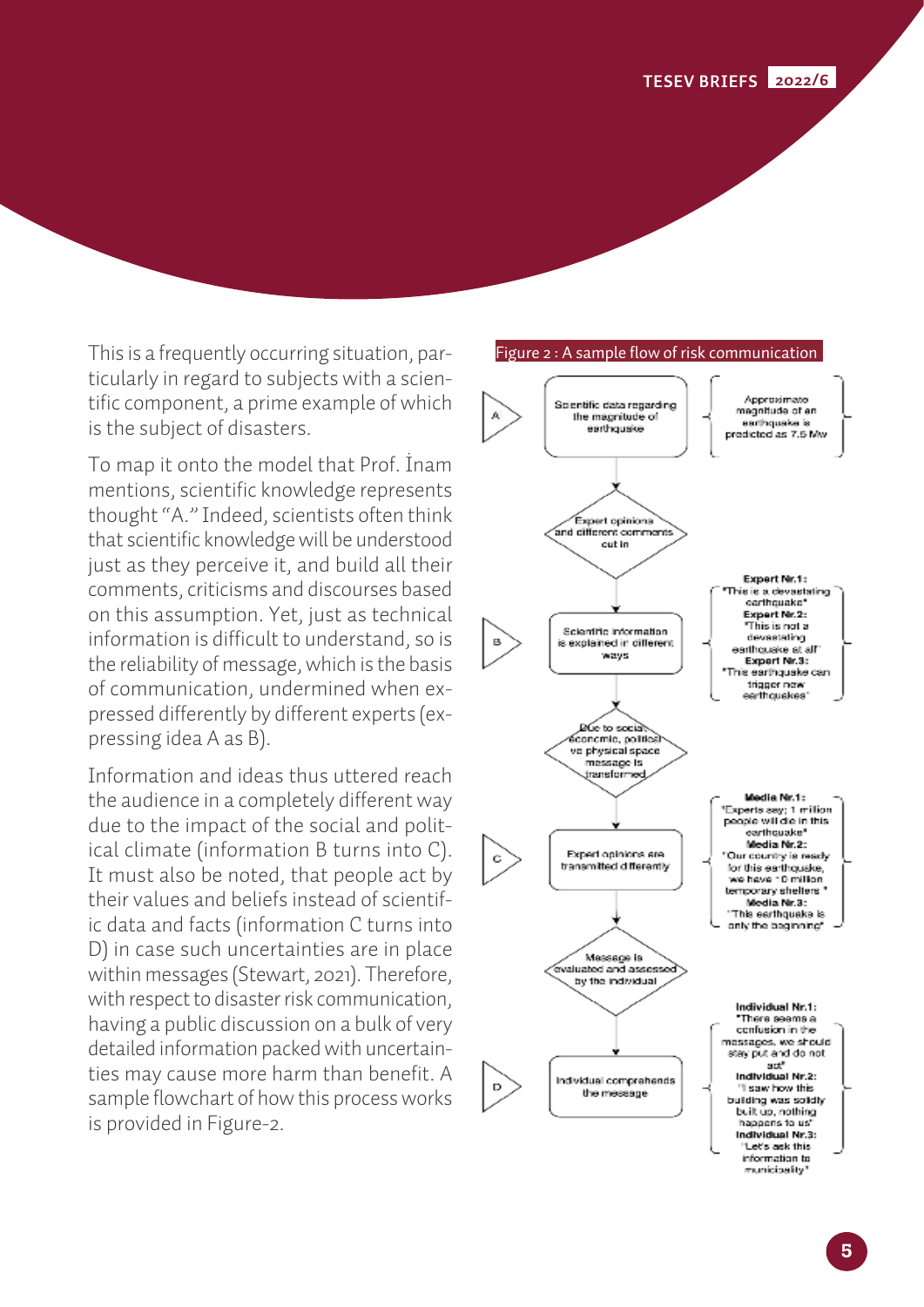This is a frequently occurring situation, particularly in regard to subjects with a scientific component, a prime example of which is the subject of disasters.

To map it onto the model that Prof. İnam mentions, scientific knowledge represents thought "A." Indeed, scientists often think that scientific knowledge will be understood just as they perceive it, and build all their comments, criticisms and discourses based on this assumption. Yet, just as technical information is difficult to understand, so is the reliability of message, which is the basis of communication, undermined when expressed differently by different experts (expressing idea A as B).

Information and ideas thus uttered reach the audience in a completely different way due to the impact of the social and political climate (information B turns into C). It must also be noted, that people act by their values and beliefs instead of scientific data and facts (information C turns into D) in case such uncertainties are in place within messages (Stewart, 2021). Therefore, with respect to disaster risk communication, having a public discussion on a bulk of very detailed information packed with uncertainties may cause more harm than benefit. A sample flowchart of how this process works is provided in Figure-2.

Figure 2 : A sample flow of risk communication

**A** — Scientific data regarding the magnitude of earthquake — Approximate magnitude of an earthquake is predicted as 7.5 Mw

↓ Expert opinions and different comments cut in

**B** — Scientific information is explained in different ways —
**Expert Nr.1:** "This is a devastating earthquake"
**Expert Nr.2:** "This is not a devastating earthquake at all"
**Expert Nr.3:** "This earthquake can trigger new earthquakes"

↓ Due to social, economic, political ve physical space message is transformed

**C** — Expert opinions are transmitted differently —
**Media Nr.1:** "Experts say; 1 million people will die in this earthquake"
**Media Nr.2:** "Our country is ready for this earthquake, we have ~0 million temporary shelters"
**Media Nr.3:** "This earthquake is only the beginning"

↓ Message is evaluated and assessed by the individual

**D** — Individual comprehends the message —
**Individual Nr.1:** "There seems a confusion in the messages, we should stay put and do not act"
**Individual Nr.2:** "I saw how this building was solidly built up, nothing happens to us"
**Individual Nr.3:** "Let's ask this information to municipality"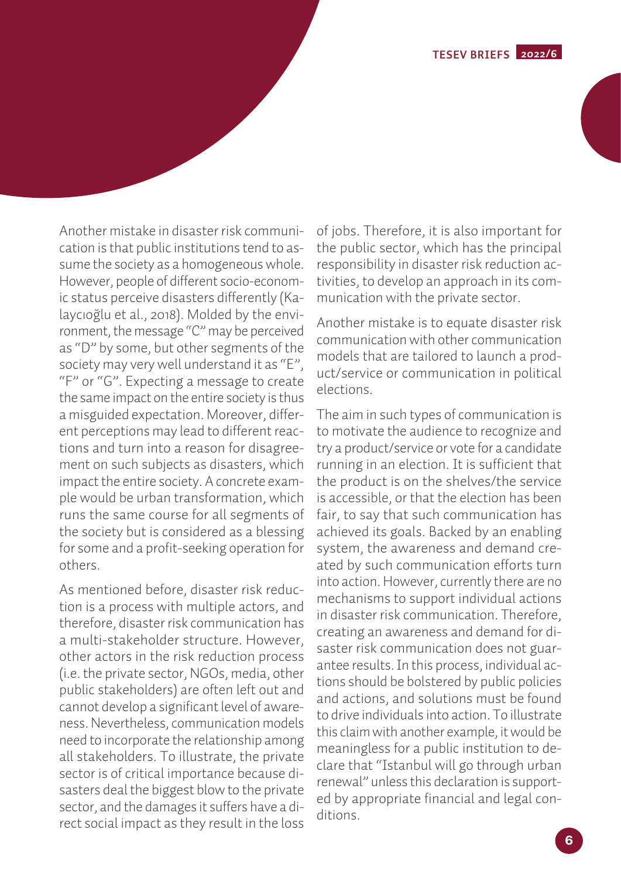Another mistake in disaster risk communication is that public institutions tend to assume the society as a homogeneous whole. However, people of different socio-economic status perceive disasters differently (Kalaycıoğlu et al., 2018). Molded by the environment, the message "C" may be perceived as "D" by some, but other segments of the society may very well understand it as "E", "F" or "G". Expecting a message to create the same impact on the entire society is thus a misguided expectation. Moreover, different perceptions may lead to different reactions and turn into a reason for disagreement on such subjects as disasters, which impact the entire society. A concrete example would be urban transformation, which runs the same course for all segments of the society but is considered as a blessing for some and a profit-seeking operation for others.

As mentioned before, disaster risk reduction is a process with multiple actors, and therefore, disaster risk communication has a multi-stakeholder structure. However, other actors in the risk reduction process (i.e. the private sector, NGOs, media, other public stakeholders) are often left out and cannot develop a significant level of awareness. Nevertheless, communication models need to incorporate the relationship among all stakeholders. To illustrate, the private sector is of critical importance because disasters deal the biggest blow to the private sector, and the damages it suffers have a direct social impact as they result in the loss of jobs. Therefore, it is also important for the public sector, which has the principal responsibility in disaster risk reduction activities, to develop an approach in its communication with the private sector.

Another mistake is to equate disaster risk communication with other communication models that are tailored to launch a product/service or communication in political elections.

The aim in such types of communication is to motivate the audience to recognize and try a product/service or vote for a candidate running in an election. It is sufficient that the product is on the shelves/the service is accessible, or that the election has been fair, to say that such communication has achieved its goals. Backed by an enabling system, the awareness and demand created by such communication efforts turn into action. However, currently there are no mechanisms to support individual actions in disaster risk communication. Therefore, creating an awareness and demand for disaster risk communication does not guarantee results. In this process, individual actions should be bolstered by public policies and actions, and solutions must be found to drive individuals into action. To illustrate this claim with another example, it would be meaningless for a public institution to declare that "Istanbul will go through urban renewal" unless this declaration is supported by appropriate financial and legal conditions.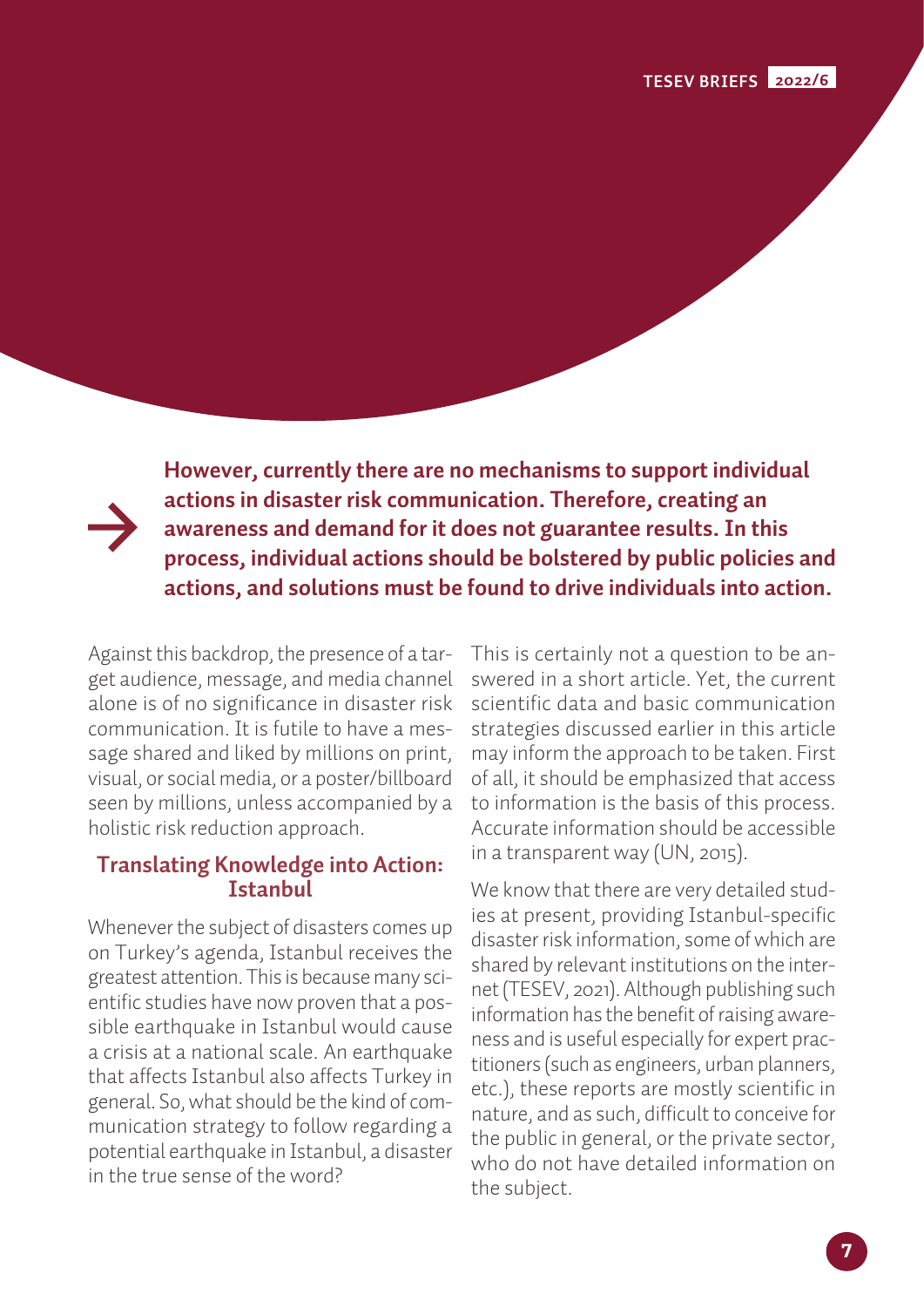**However, currently there are no mechanisms to support individual actions in disaster risk communication. Therefore, creating an awareness and demand for it does not guarantee results. In this process, individual actions should be bolstered by public policies and actions, and solutions must be found to drive individuals into action.**

Against this backdrop, the presence of a target audience, message, and media channel alone is of no significance in disaster risk communication. It is futile to have a message shared and liked by millions on print, visual, or social media, or a poster/billboard seen by millions, unless accompanied by a holistic risk reduction approach.

## Translating Knowledge into Action: Istanbul

Whenever the subject of disasters comes up on Turkey's agenda, Istanbul receives the greatest attention. This is because many scientific studies have now proven that a possible earthquake in Istanbul would cause a crisis at a national scale. An earthquake that affects Istanbul also affects Turkey in general. So, what should be the kind of communication strategy to follow regarding a potential earthquake in Istanbul, a disaster in the true sense of the word?

This is certainly not a question to be answered in a short article. Yet, the current scientific data and basic communication strategies discussed earlier in this article may inform the approach to be taken. First of all, it should be emphasized that access to information is the basis of this process. Accurate information should be accessible in a transparent way (UN, 2015).

We know that there are very detailed studies at present, providing Istanbul-specific disaster risk information, some of which are shared by relevant institutions on the internet (TESEV, 2021). Although publishing such information has the benefit of raising awareness and is useful especially for expert practitioners (such as engineers, urban planners, etc.), these reports are mostly scientific in nature, and as such, difficult to conceive for the public in general, or the private sector, who do not have detailed information on the subject.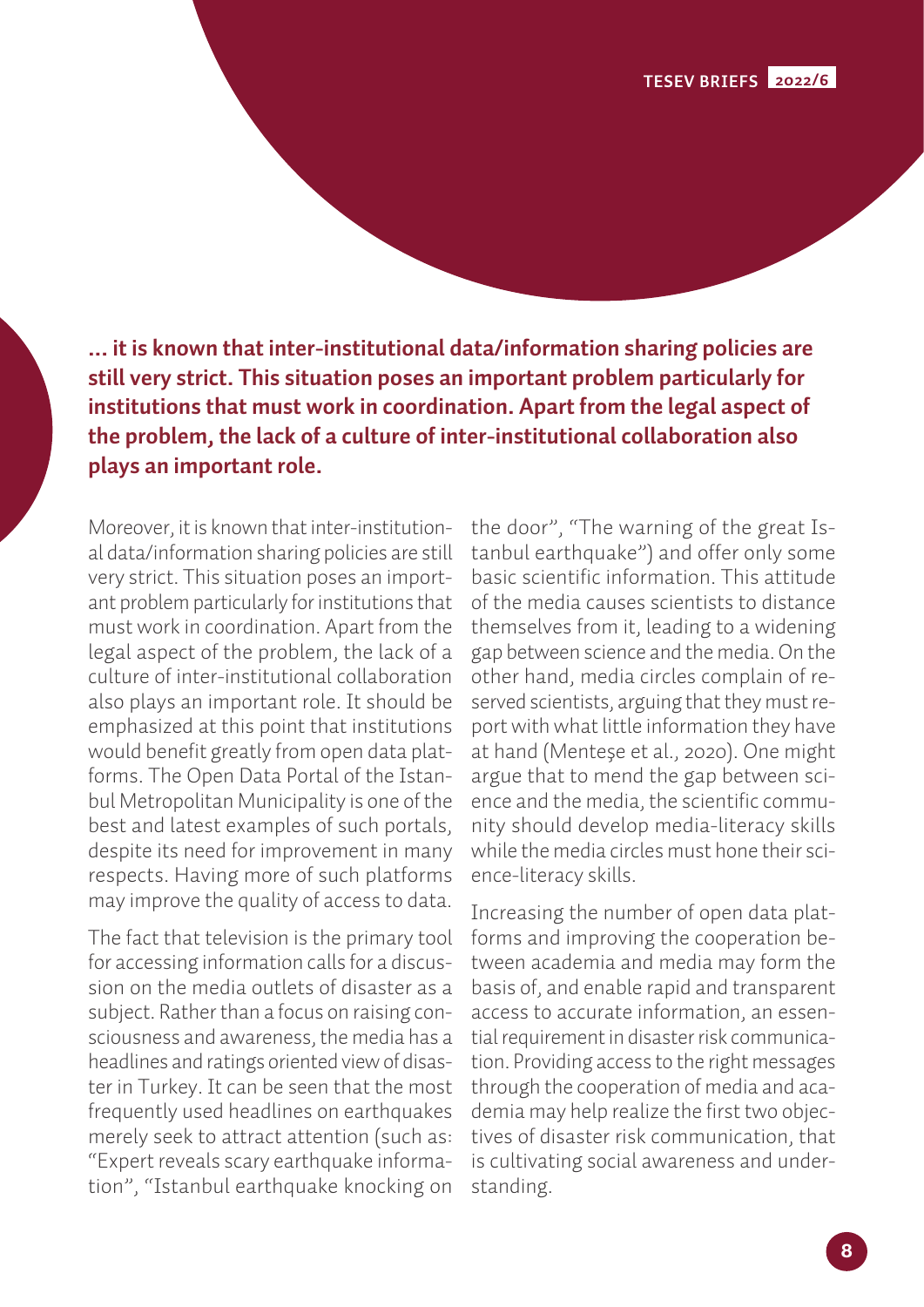**... it is known that inter-institutional data/information sharing policies are still very strict. This situation poses an important problem particularly for institutions that must work in coordination. Apart from the legal aspect of the problem, the lack of a culture of inter-institutional collaboration also plays an important role.**

Moreover, it is known that inter-institutional data/information sharing policies are still very strict. This situation poses an important problem particularly for institutions that must work in coordination. Apart from the legal aspect of the problem, the lack of a culture of inter-institutional collaboration also plays an important role. It should be emphasized at this point that institutions would benefit greatly from open data platforms. The Open Data Portal of the Istanbul Metropolitan Municipality is one of the best and latest examples of such portals, despite its need for improvement in many respects. Having more of such platforms may improve the quality of access to data.

The fact that television is the primary tool for accessing information calls for a discussion on the media outlets of disaster as a subject. Rather than a focus on raising consciousness and awareness, the media has a headlines and ratings oriented view of disaster in Turkey. It can be seen that the most frequently used headlines on earthquakes merely seek to attract attention (such as: "Expert reveals scary earthquake information", "Istanbul earthquake knocking on the door", "The warning of the great Istanbul earthquake") and offer only some basic scientific information. This attitude of the media causes scientists to distance themselves from it, leading to a widening gap between science and the media. On the other hand, media circles complain of reserved scientists, arguing that they must report with what little information they have at hand (Menteşe et al., 2020). One might argue that to mend the gap between science and the media, the scientific community should develop media-literacy skills while the media circles must hone their science-literacy skills.

Increasing the number of open data platforms and improving the cooperation between academia and media may form the basis of, and enable rapid and transparent access to accurate information, an essential requirement in disaster risk communication. Providing access to the right messages through the cooperation of media and academia may help realize the first two objectives of disaster risk communication, that is cultivating social awareness and understanding.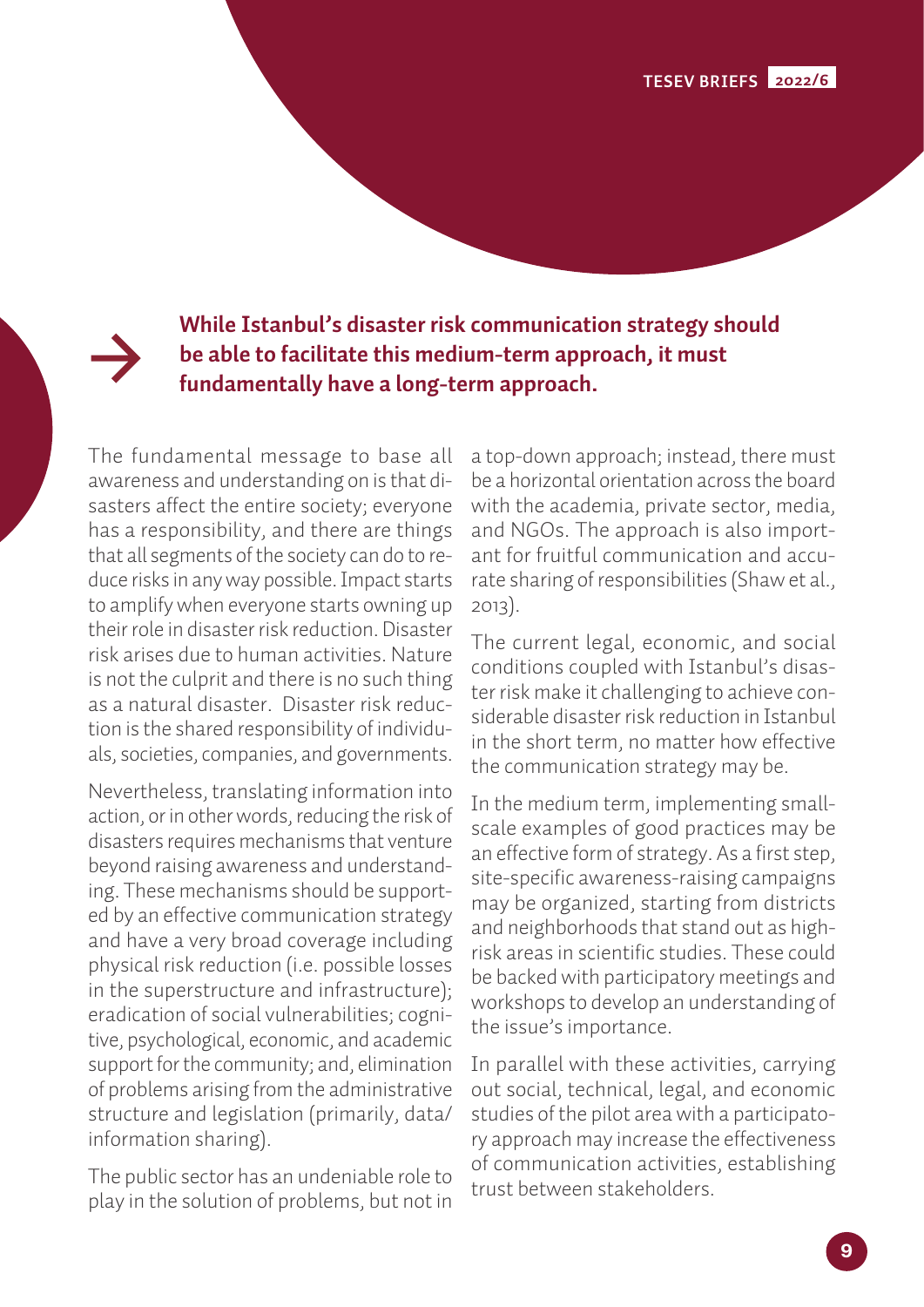**While Istanbul's disaster risk communication strategy should be able to facilitate this medium-term approach, it must fundamentally have a long-term approach.**

The fundamental message to base all awareness and understanding on is that disasters affect the entire society; everyone has a responsibility, and there are things that all segments of the society can do to reduce risks in any way possible. Impact starts to amplify when everyone starts owning up their role in disaster risk reduction. Disaster risk arises due to human activities. Nature is not the culprit and there is no such thing as a natural disaster. Disaster risk reduction is the shared responsibility of individuals, societies, companies, and governments.

Nevertheless, translating information into action, or in other words, reducing the risk of disasters requires mechanisms that venture beyond raising awareness and understanding. These mechanisms should be supported by an effective communication strategy and have a very broad coverage including physical risk reduction (i.e. possible losses in the superstructure and infrastructure); eradication of social vulnerabilities; cognitive, psychological, economic, and academic support for the community; and, elimination of problems arising from the administrative structure and legislation (primarily, data/information sharing).

The public sector has an undeniable role to play in the solution of problems, but not in a top-down approach; instead, there must be a horizontal orientation across the board with the academia, private sector, media, and NGOs. The approach is also important for fruitful communication and accurate sharing of responsibilities (Shaw et al., 2013).

The current legal, economic, and social conditions coupled with Istanbul's disaster risk make it challenging to achieve considerable disaster risk reduction in Istanbul in the short term, no matter how effective the communication strategy may be.

In the medium term, implementing small-scale examples of good practices may be an effective form of strategy. As a first step, site-specific awareness-raising campaigns may be organized, starting from districts and neighborhoods that stand out as high-risk areas in scientific studies. These could be backed with participatory meetings and workshops to develop an understanding of the issue's importance.

In parallel with these activities, carrying out social, technical, legal, and economic studies of the pilot area with a participatory approach may increase the effectiveness of communication activities, establishing trust between stakeholders.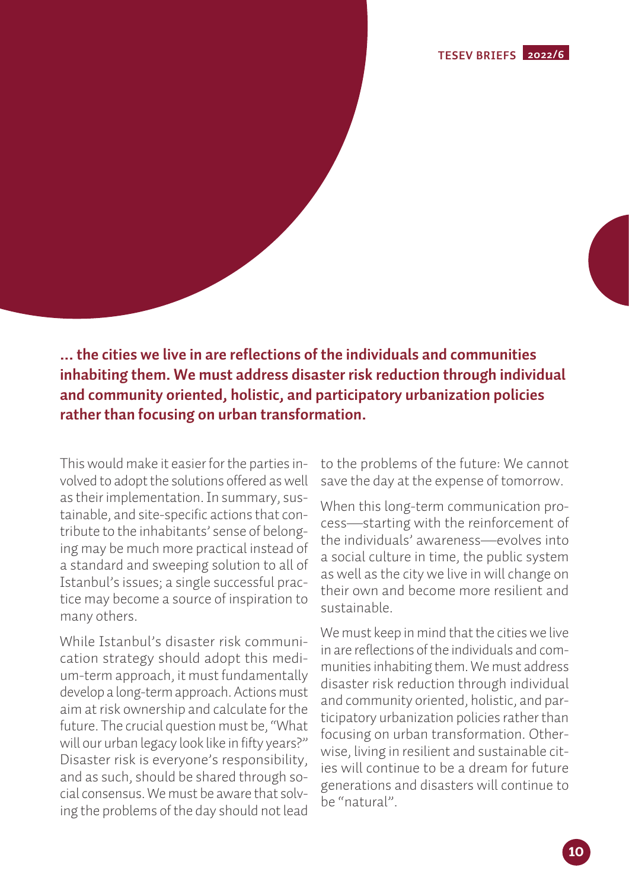**... the cities we live in are reflections of the individuals and communities inhabiting them. We must address disaster risk reduction through individual and community oriented, holistic, and participatory urbanization policies rather than focusing on urban transformation.**

This would make it easier for the parties involved to adopt the solutions offered as well as their implementation. In summary, sustainable, and site-specific actions that contribute to the inhabitants' sense of belonging may be much more practical instead of a standard and sweeping solution to all of Istanbul's issues; a single successful practice may become a source of inspiration to many others.

While Istanbul's disaster risk communication strategy should adopt this medium-term approach, it must fundamentally develop a long-term approach. Actions must aim at risk ownership and calculate for the future. The crucial question must be, "What will our urban legacy look like in fifty years?" Disaster risk is everyone's responsibility, and as such, should be shared through social consensus. We must be aware that solving the problems of the day should not lead to the problems of the future: We cannot save the day at the expense of tomorrow.

When this long-term communication process—starting with the reinforcement of the individuals' awareness—evolves into a social culture in time, the public system as well as the city we live in will change on their own and become more resilient and sustainable.

We must keep in mind that the cities we live in are reflections of the individuals and communities inhabiting them. We must address disaster risk reduction through individual and community oriented, holistic, and participatory urbanization policies rather than focusing on urban transformation. Otherwise, living in resilient and sustainable cities will continue to be a dream for future generations and disasters will continue to be "natural".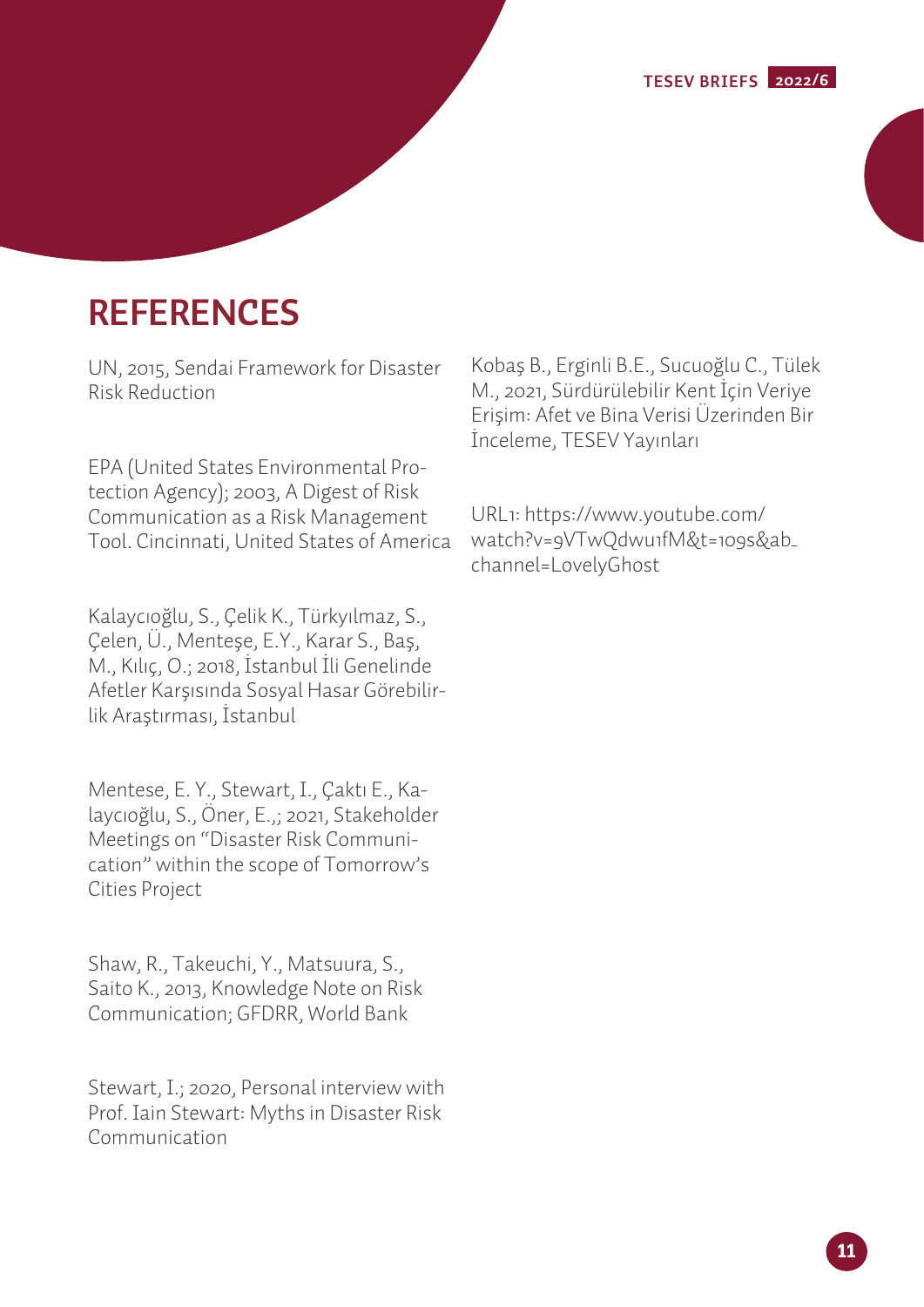# REFERENCES

UN, 2015, Sendai Framework for Disaster Risk Reduction

EPA (United States Environmental Protection Agency); 2003, A Digest of Risk Communication as a Risk Management Tool. Cincinnati, United States of America

Kalaycıoğlu, S., Çelik K., Türkyılmaz, S., Çelen, Ü., Menteşe, E.Y., Karar S., Baş, M., Kılıç, O.; 2018, İstanbul İli Genelinde Afetler Karşısında Sosyal Hasar Görebilirlik Araştırması, İstanbul

Mentese, E. Y., Stewart, I., Çaktı E., Kalaycıoğlu, S., Öner, E.,; 2021, Stakeholder Meetings on "Disaster Risk Communication" within the scope of Tomorrow's Cities Project

Shaw, R., Takeuchi, Y., Matsuura, S., Saito K., 2013, Knowledge Note on Risk Communication; GFDRR, World Bank

Stewart, I.; 2020, Personal interview with Prof. Iain Stewart: Myths in Disaster Risk Communication

Kobaş B., Erginli B.E., Sucuoğlu C., Tülek M., 2021, Sürdürülebilir Kent İçin Veriye Erişim: Afet ve Bina Verisi Üzerinden Bir İnceleme, TESEV Yayınları

URL1: https://www.youtube.com/watch?v=9VTwQdwu1fM&t=109s&ab_channel=LovelyGhost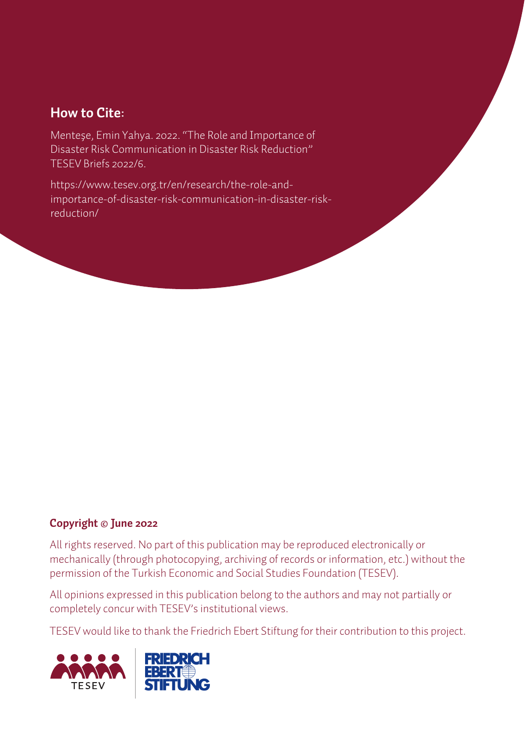## How to Cite:

Menteşe, Emin Yahya. 2022. "The Role and Importance of Disaster Risk Communication in Disaster Risk Reduction" TESEV Briefs 2022/6.

https://www.tesev.org.tr/en/research/the-role-and-importance-of-disaster-risk-communication-in-disaster-risk-reduction/

**Copyright © June 2022**

All rights reserved. No part of this publication may be reproduced electronically or mechanically (through photocopying, archiving of records or information, etc.) without the permission of the Turkish Economic and Social Studies Foundation (TESEV).

All opinions expressed in this publication belong to the authors and may not partially or completely concur with TESEV's institutional views.

TESEV would like to thank the Friedrich Ebert Stiftung for their contribution to this project.

TESEV

FRIEDRICH EBERT STIFTUNG